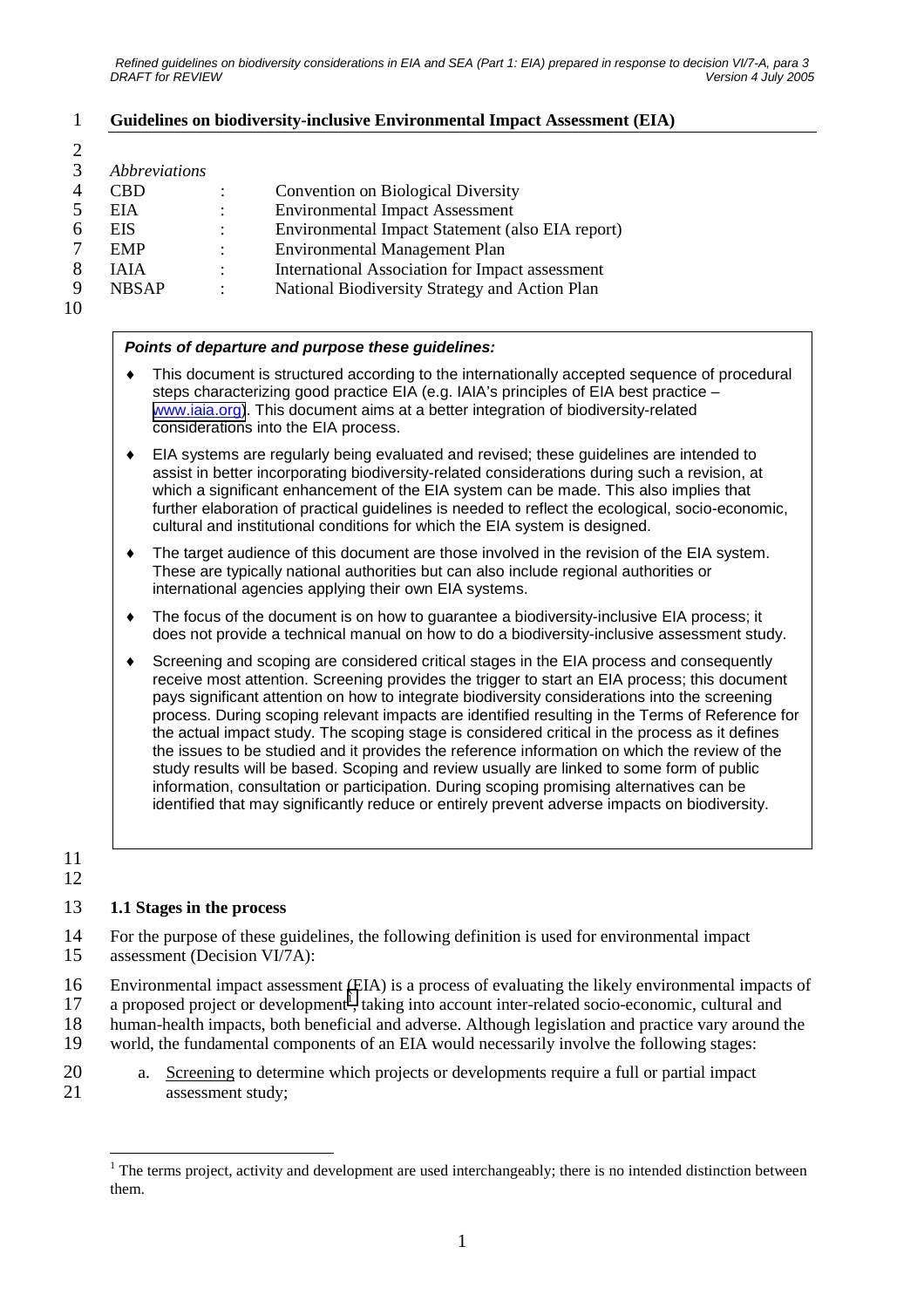## Guidelines on biodiversity-inclusive Environmental Impact Assessment (EIA)

*Abbreviations*

| | | |
|---|---|---|
| CBD | : | Convention on Biological Diversity |
| EIA | : | Environmental Impact Assessment |
| EIS | : | Environmental Impact Statement (also EIA report) |
| EMP | : | Environmental Management Plan |
| IAIA | : | International Association for Impact assessment |
| NBSAP | : | National Biodiversity Strategy and Action Plan |

***Points of departure and purpose these guidelines:***

- This document is structured according to the internationally accepted sequence of procedural steps characterizing good practice EIA (e.g. IAIA's principles of EIA best practice – www.iaia.org). This document aims at a better integration of biodiversity-related considerations into the EIA process.
- EIA systems are regularly being evaluated and revised; these guidelines are intended to assist in better incorporating biodiversity-related considerations during such a revision, at which a significant enhancement of the EIA system can be made. This also implies that further elaboration of practical guidelines is needed to reflect the ecological, socio-economic, cultural and institutional conditions for which the EIA system is designed.
- The target audience of this document are those involved in the revision of the EIA system. These are typically national authorities but can also include regional authorities or international agencies applying their own EIA systems.
- The focus of the document is on how to guarantee a biodiversity-inclusive EIA process; it does not provide a technical manual on how to do a biodiversity-inclusive assessment study.
- Screening and scoping are considered critical stages in the EIA process and consequently receive most attention. Screening provides the trigger to start an EIA process; this document pays significant attention on how to integrate biodiversity considerations into the screening process. During scoping relevant impacts are identified resulting in the Terms of Reference for the actual impact study. The scoping stage is considered critical in the process as it defines the issues to be studied and it provides the reference information on which the review of the study results will be based. Scoping and review usually are linked to some form of public information, consultation or participation. During scoping promising alternatives can be identified that may significantly reduce or entirely prevent adverse impacts on biodiversity.

### 1.1 Stages in the process

For the purpose of these guidelines, the following definition is used for environmental impact assessment (Decision VI/7A):

Environmental impact assessment (EIA) is a process of evaluating the likely environmental impacts of a proposed project or development[1], taking into account inter-related socio-economic, cultural and human-health impacts, both beneficial and adverse. Although legislation and practice vary around the world, the fundamental components of an EIA would necessarily involve the following stages:

a. Screening to determine which projects or developments require a full or partial impact assessment study;

[1] The terms project, activity and development are used interchangeably; there is no intended distinction between them.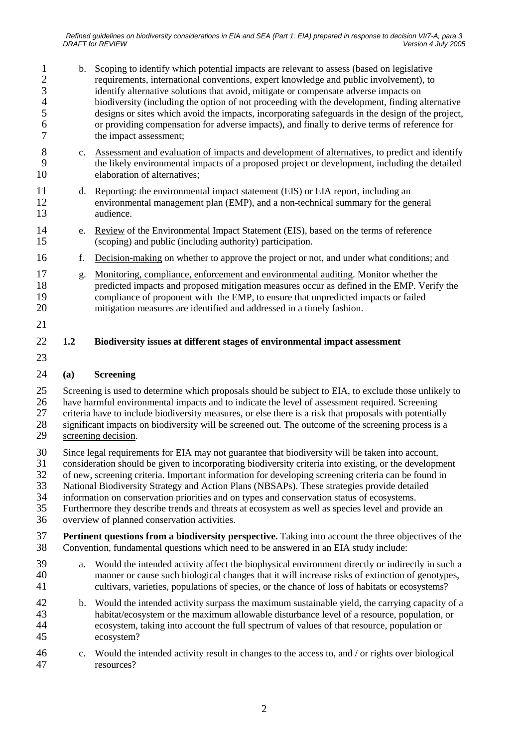b. <u>Scoping</u> to identify which potential impacts are relevant to assess (based on legislative requirements, international conventions, expert knowledge and public involvement), to identify alternative solutions that avoid, mitigate or compensate adverse impacts on biodiversity (including the option of not proceeding with the development, finding alternative designs or sites which avoid the impacts, incorporating safeguards in the design of the project, or providing compensation for adverse impacts), and finally to derive terms of reference for the impact assessment;

c. <u>Assessment and evaluation of impacts and development of alternatives</u>, to predict and identify the likely environmental impacts of a proposed project or development, including the detailed elaboration of alternatives;

d. <u>Reporting</u>: the environmental impact statement (EIS) or EIA report, including an environmental management plan (EMP), and a non-technical summary for the general audience.

e. <u>Review</u> of the Environmental Impact Statement (EIS), based on the terms of reference (scoping) and public (including authority) participation.

f. <u>Decision-making</u> on whether to approve the project or not, and under what conditions; and

g. <u>Monitoring, compliance, enforcement and environmental auditing</u>. Monitor whether the predicted impacts and proposed mitigation measures occur as defined in the EMP. Verify the compliance of proponent with the EMP, to ensure that unpredicted impacts or failed mitigation measures are identified and addressed in a timely fashion.

## 1.2 Biodiversity issues at different stages of environmental impact assessment

### (a) Screening

Screening is used to determine which proposals should be subject to EIA, to exclude those unlikely to have harmful environmental impacts and to indicate the level of assessment required. Screening criteria have to include biodiversity measures, or else there is a risk that proposals with potentially significant impacts on biodiversity will be screened out. The outcome of the screening process is a <u>screening decision</u>.

Since legal requirements for EIA may not guarantee that biodiversity will be taken into account, consideration should be given to incorporating biodiversity criteria into existing, or the development of new, screening criteria. Important information for developing screening criteria can be found in National Biodiversity Strategy and Action Plans (NBSAPs). These strategies provide detailed information on conservation priorities and on types and conservation status of ecosystems. Furthermore they describe trends and threats at ecosystem as well as species level and provide an overview of planned conservation activities.

**Pertinent questions from a biodiversity perspective.** Taking into account the three objectives of the Convention, fundamental questions which need to be answered in an EIA study include:

a. Would the intended activity affect the biophysical environment directly or indirectly in such a manner or cause such biological changes that it will increase risks of extinction of genotypes, cultivars, varieties, populations of species, or the chance of loss of habitats or ecosystems?

b. Would the intended activity surpass the maximum sustainable yield, the carrying capacity of a habitat/ecosystem or the maximum allowable disturbance level of a resource, population, or ecosystem, taking into account the full spectrum of values of that resource, population or ecosystem?

c. Would the intended activity result in changes to the access to, and / or rights over biological resources?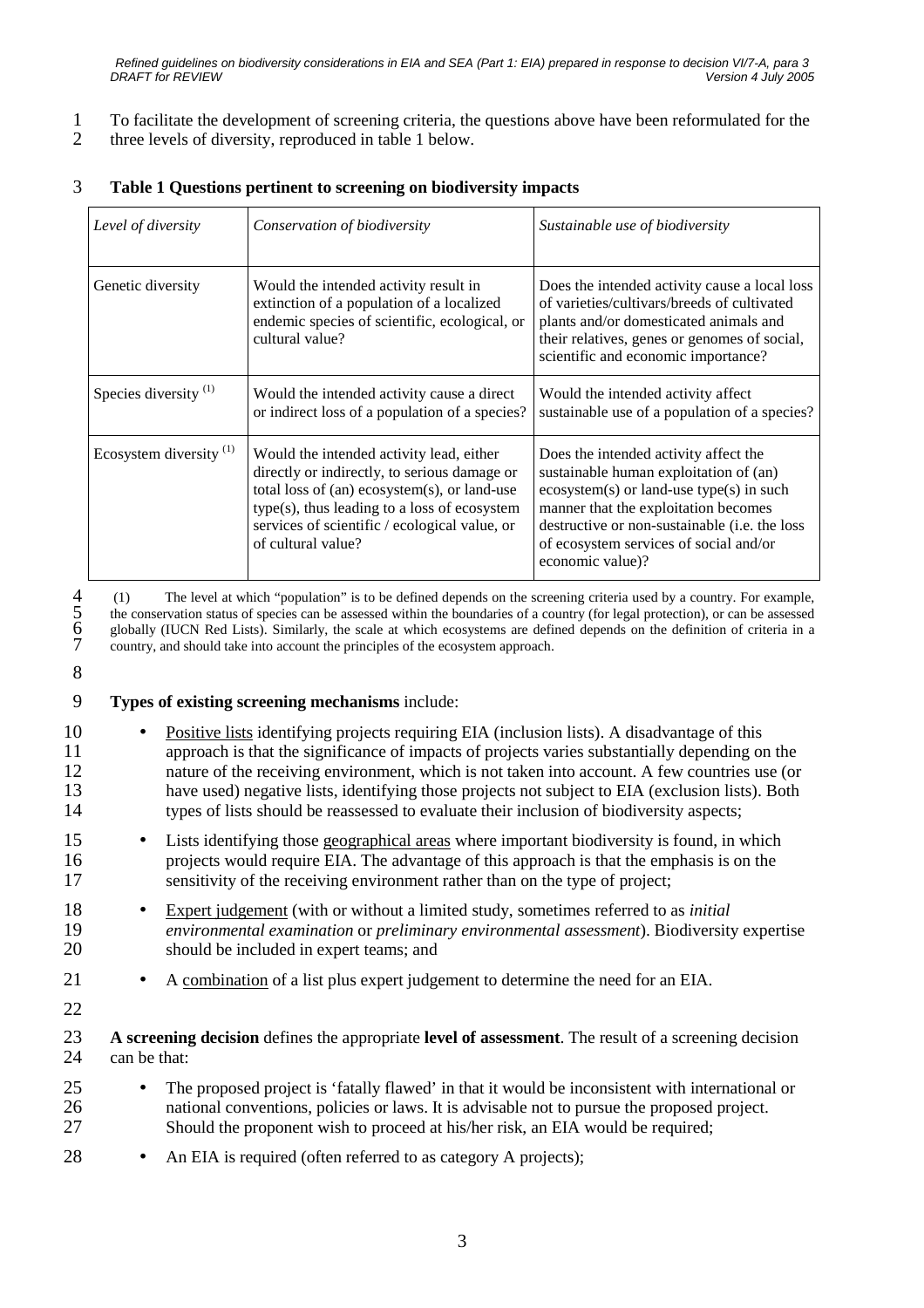To facilitate the development of screening criteria, the questions above have been reformulated for the three levels of diversity, reproduced in table 1 below.

**Table 1 Questions pertinent to screening on biodiversity impacts**

| *Level of diversity* | *Conservation of biodiversity* | *Sustainable use of biodiversity* |
|---|---|---|
| Genetic diversity | Would the intended activity result in extinction of a population of a localized endemic species of scientific, ecological, or cultural value? | Does the intended activity cause a local loss of varieties/cultivars/breeds of cultivated plants and/or domesticated animals and their relatives, genes or genomes of social, scientific and economic importance? |
| Species diversity [(1)] | Would the intended activity cause a direct or indirect loss of a population of a species? | Would the intended activity affect sustainable use of a population of a species? |
| Ecosystem diversity [(1)] | Would the intended activity lead, either directly or indirectly, to serious damage or total loss of (an) ecosystem(s), or land-use type(s), thus leading to a loss of ecosystem services of scientific / ecological value, or of cultural value? | Does the intended activity affect the sustainable human exploitation of (an) ecosystem(s) or land-use type(s) in such manner that the exploitation becomes destructive or non-sustainable (i.e. the loss of ecosystem services of social and/or economic value)? |

(1) The level at which "population" is to be defined depends on the screening criteria used by a country. For example, the conservation status of species can be assessed within the boundaries of a country (for legal protection), or can be assessed globally (IUCN Red Lists). Similarly, the scale at which ecosystems are defined depends on the definition of criteria in a country, and should take into account the principles of the ecosystem approach.

**Types of existing screening mechanisms** include:

- Positive lists identifying projects requiring EIA (inclusion lists). A disadvantage of this approach is that the significance of impacts of projects varies substantially depending on the nature of the receiving environment, which is not taken into account. A few countries use (or have used) negative lists, identifying those projects not subject to EIA (exclusion lists). Both types of lists should be reassessed to evaluate their inclusion of biodiversity aspects;
- Lists identifying those geographical areas where important biodiversity is found, in which projects would require EIA. The advantage of this approach is that the emphasis is on the sensitivity of the receiving environment rather than on the type of project;
- Expert judgement (with or without a limited study, sometimes referred to as *initial environmental examination* or *preliminary environmental assessment*). Biodiversity expertise should be included in expert teams; and
- A combination of a list plus expert judgement to determine the need for an EIA.

**A screening decision** defines the appropriate **level of assessment**. The result of a screening decision can be that:

- The proposed project is 'fatally flawed' in that it would be inconsistent with international or national conventions, policies or laws. It is advisable not to pursue the proposed project. Should the proponent wish to proceed at his/her risk, an EIA would be required;
- An EIA is required (often referred to as category A projects);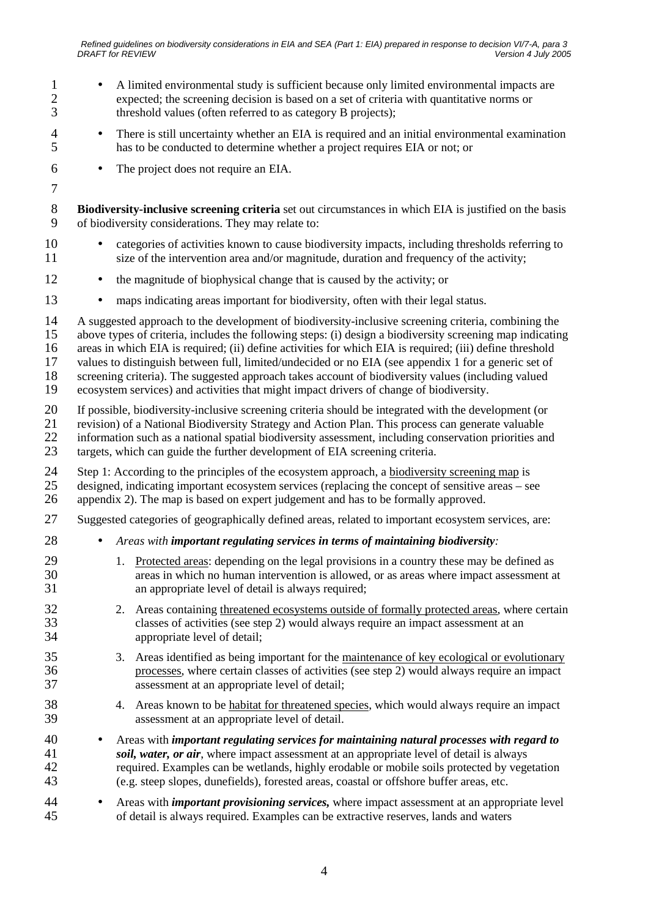- A limited environmental study is sufficient because only limited environmental impacts are expected; the screening decision is based on a set of criteria with quantitative norms or threshold values (often referred to as category B projects);
- There is still uncertainty whether an EIA is required and an initial environmental examination has to be conducted to determine whether a project requires EIA or not; or
- The project does not require an EIA.

**Biodiversity-inclusive screening criteria** set out circumstances in which EIA is justified on the basis of biodiversity considerations. They may relate to:

- categories of activities known to cause biodiversity impacts, including thresholds referring to size of the intervention area and/or magnitude, duration and frequency of the activity;
- the magnitude of biophysical change that is caused by the activity; or
- maps indicating areas important for biodiversity, often with their legal status.

A suggested approach to the development of biodiversity-inclusive screening criteria, combining the above types of criteria, includes the following steps: (i) design a biodiversity screening map indicating areas in which EIA is required; (ii) define activities for which EIA is required; (iii) define threshold values to distinguish between full, limited/undecided or no EIA (see appendix 1 for a generic set of screening criteria). The suggested approach takes account of biodiversity values (including valued ecosystem services) and activities that might impact drivers of change of biodiversity.

If possible, biodiversity-inclusive screening criteria should be integrated with the development (or revision) of a National Biodiversity Strategy and Action Plan. This process can generate valuable information such as a national spatial biodiversity assessment, including conservation priorities and targets, which can guide the further development of EIA screening criteria.

Step 1: According to the principles of the ecosystem approach, a biodiversity screening map is designed, indicating important ecosystem services (replacing the concept of sensitive areas – see appendix 2). The map is based on expert judgement and has to be formally approved.

Suggested categories of geographically defined areas, related to important ecosystem services, are:

- *Areas with **important regulating services in terms of maintaining biodiversity**:*
    1. Protected areas: depending on the legal provisions in a country these may be defined as areas in which no human intervention is allowed, or as areas where impact assessment at an appropriate level of detail is always required;
    2. Areas containing threatened ecosystems outside of formally protected areas, where certain classes of activities (see step 2) would always require an impact assessment at an appropriate level of detail;
    3. Areas identified as being important for the maintenance of key ecological or evolutionary processes, where certain classes of activities (see step 2) would always require an impact assessment at an appropriate level of detail;
    4. Areas known to be habitat for threatened species, which would always require an impact assessment at an appropriate level of detail.
- Areas with ***important regulating services for maintaining natural processes with regard to soil, water, or air***, where impact assessment at an appropriate level of detail is always required. Examples can be wetlands, highly erodable or mobile soils protected by vegetation (e.g. steep slopes, dunefields), forested areas, coastal or offshore buffer areas, etc.
- Areas with ***important provisioning services,*** where impact assessment at an appropriate level of detail is always required. Examples can be extractive reserves, lands and waters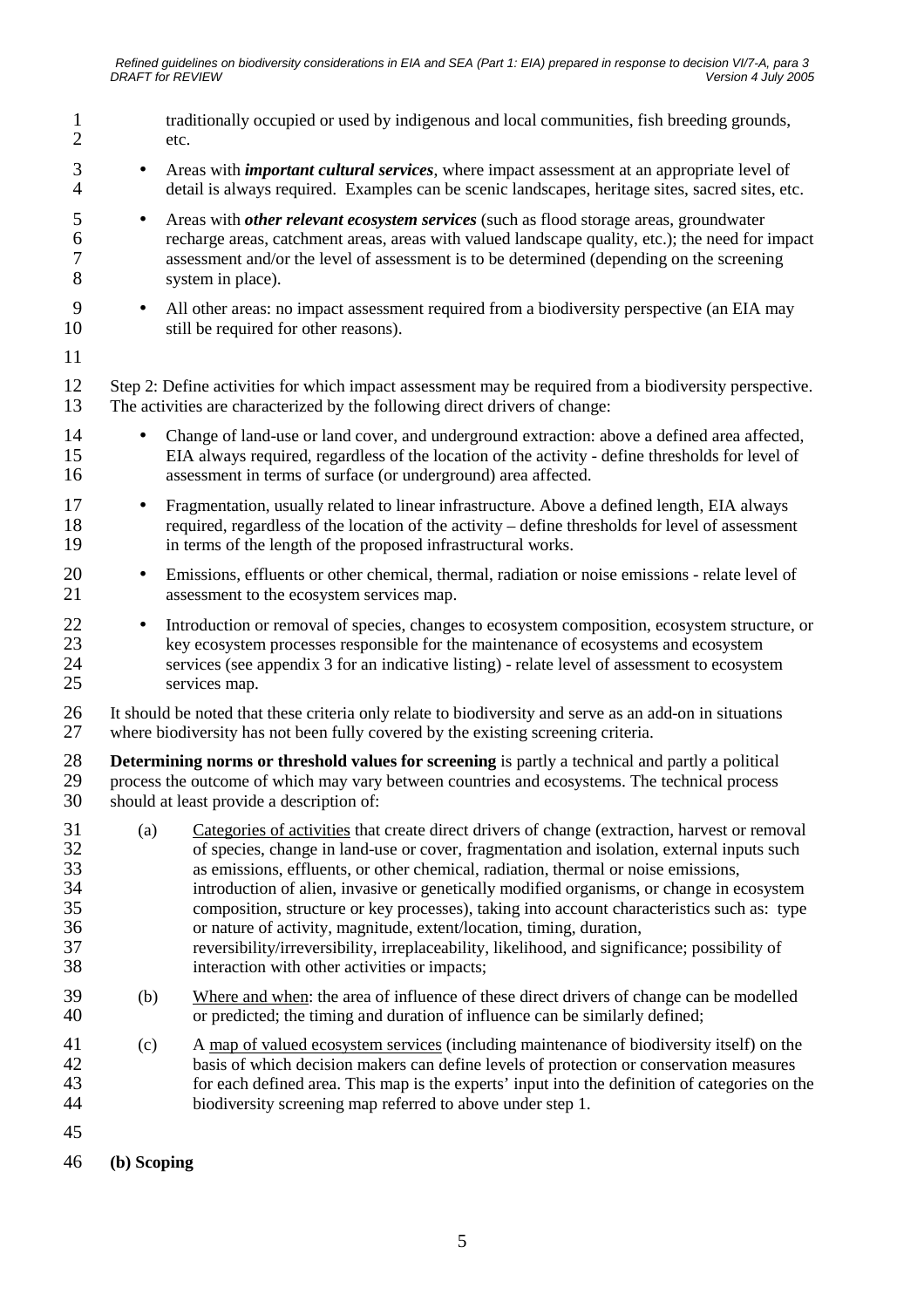traditionally occupied or used by indigenous and local communities, fish breeding grounds, etc.

- Areas with ***important cultural services***, where impact assessment at an appropriate level of detail is always required. Examples can be scenic landscapes, heritage sites, sacred sites, etc.
- Areas with ***other relevant ecosystem services*** (such as flood storage areas, groundwater recharge areas, catchment areas, areas with valued landscape quality, etc.); the need for impact assessment and/or the level of assessment is to be determined (depending on the screening system in place).
- All other areas: no impact assessment required from a biodiversity perspective (an EIA may still be required for other reasons).

Step 2: Define activities for which impact assessment may be required from a biodiversity perspective. The activities are characterized by the following direct drivers of change:

- Change of land-use or land cover, and underground extraction: above a defined area affected, EIA always required, regardless of the location of the activity - define thresholds for level of assessment in terms of surface (or underground) area affected.
- Fragmentation, usually related to linear infrastructure. Above a defined length, EIA always required, regardless of the location of the activity – define thresholds for level of assessment in terms of the length of the proposed infrastructural works.
- Emissions, effluents or other chemical, thermal, radiation or noise emissions - relate level of assessment to the ecosystem services map.
- Introduction or removal of species, changes to ecosystem composition, ecosystem structure, or key ecosystem processes responsible for the maintenance of ecosystems and ecosystem services (see appendix 3 for an indicative listing) - relate level of assessment to ecosystem services map.

It should be noted that these criteria only relate to biodiversity and serve as an add-on in situations where biodiversity has not been fully covered by the existing screening criteria.

**Determining norms or threshold values for screening** is partly a technical and partly a political process the outcome of which may vary between countries and ecosystems. The technical process should at least provide a description of:

(a) Categories of activities that create direct drivers of change (extraction, harvest or removal of species, change in land-use or cover, fragmentation and isolation, external inputs such as emissions, effluents, or other chemical, radiation, thermal or noise emissions, introduction of alien, invasive or genetically modified organisms, or change in ecosystem composition, structure or key processes), taking into account characteristics such as: type or nature of activity, magnitude, extent/location, timing, duration, reversibility/irreversibility, irreplaceability, likelihood, and significance; possibility of interaction with other activities or impacts;

(b) Where and when: the area of influence of these direct drivers of change can be modelled or predicted; the timing and duration of influence can be similarly defined;

(c) A map of valued ecosystem services (including maintenance of biodiversity itself) on the basis of which decision makers can define levels of protection or conservation measures for each defined area. This map is the experts' input into the definition of categories on the biodiversity screening map referred to above under step 1.

**(b) Scoping**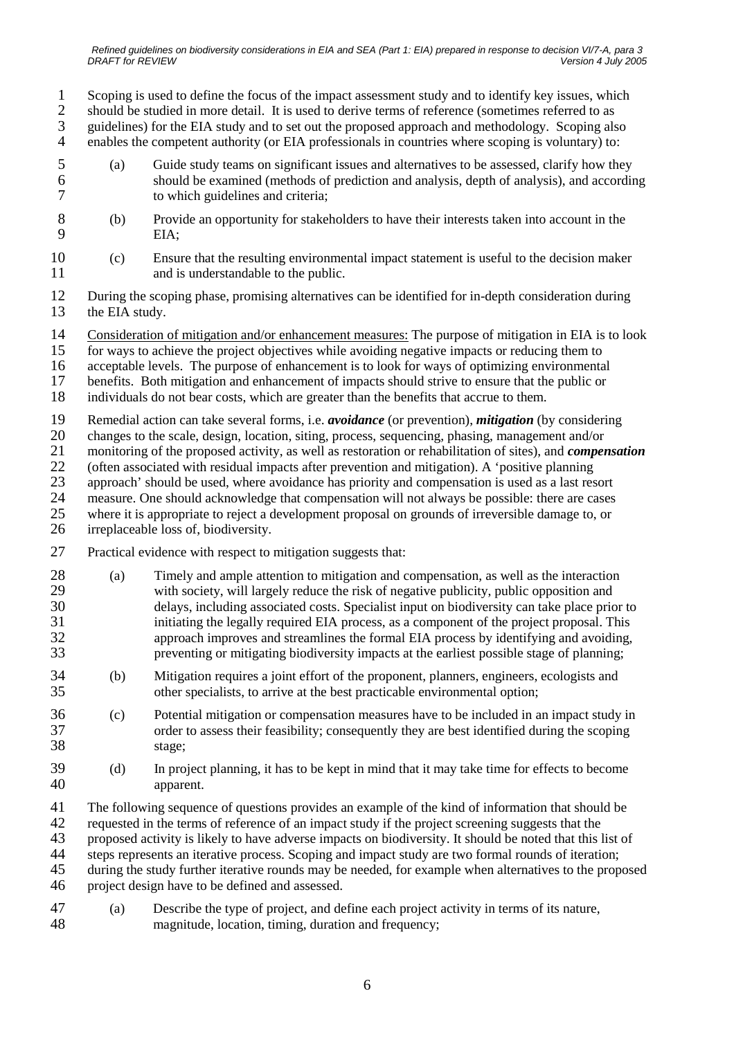Scoping is used to define the focus of the impact assessment study and to identify key issues, which should be studied in more detail. It is used to derive terms of reference (sometimes referred to as guidelines) for the EIA study and to set out the proposed approach and methodology. Scoping also enables the competent authority (or EIA professionals in countries where scoping is voluntary) to:

(a) Guide study teams on significant issues and alternatives to be assessed, clarify how they should be examined (methods of prediction and analysis, depth of analysis), and according to which guidelines and criteria;

(b) Provide an opportunity for stakeholders to have their interests taken into account in the EIA;

(c) Ensure that the resulting environmental impact statement is useful to the decision maker and is understandable to the public.

During the scoping phase, promising alternatives can be identified for in-depth consideration during the EIA study.

Consideration of mitigation and/or enhancement measures: The purpose of mitigation in EIA is to look for ways to achieve the project objectives while avoiding negative impacts or reducing them to acceptable levels. The purpose of enhancement is to look for ways of optimizing environmental benefits. Both mitigation and enhancement of impacts should strive to ensure that the public or individuals do not bear costs, which are greater than the benefits that accrue to them.

Remedial action can take several forms, i.e. ***avoidance*** (or prevention), ***mitigation*** (by considering changes to the scale, design, location, siting, process, sequencing, phasing, management and/or monitoring of the proposed activity, as well as restoration or rehabilitation of sites), and ***compensation*** (often associated with residual impacts after prevention and mitigation). A 'positive planning approach' should be used, where avoidance has priority and compensation is used as a last resort measure. One should acknowledge that compensation will not always be possible: there are cases where it is appropriate to reject a development proposal on grounds of irreversible damage to, or irreplaceable loss of, biodiversity.

Practical evidence with respect to mitigation suggests that:

(a) Timely and ample attention to mitigation and compensation, as well as the interaction with society, will largely reduce the risk of negative publicity, public opposition and delays, including associated costs. Specialist input on biodiversity can take place prior to initiating the legally required EIA process, as a component of the project proposal. This approach improves and streamlines the formal EIA process by identifying and avoiding, preventing or mitigating biodiversity impacts at the earliest possible stage of planning;

(b) Mitigation requires a joint effort of the proponent, planners, engineers, ecologists and other specialists, to arrive at the best practicable environmental option;

(c) Potential mitigation or compensation measures have to be included in an impact study in order to assess their feasibility; consequently they are best identified during the scoping stage;

(d) In project planning, it has to be kept in mind that it may take time for effects to become apparent.

The following sequence of questions provides an example of the kind of information that should be requested in the terms of reference of an impact study if the project screening suggests that the proposed activity is likely to have adverse impacts on biodiversity. It should be noted that this list of steps represents an iterative process. Scoping and impact study are two formal rounds of iteration; during the study further iterative rounds may be needed, for example when alternatives to the proposed project design have to be defined and assessed.

(a) Describe the type of project, and define each project activity in terms of its nature, magnitude, location, timing, duration and frequency;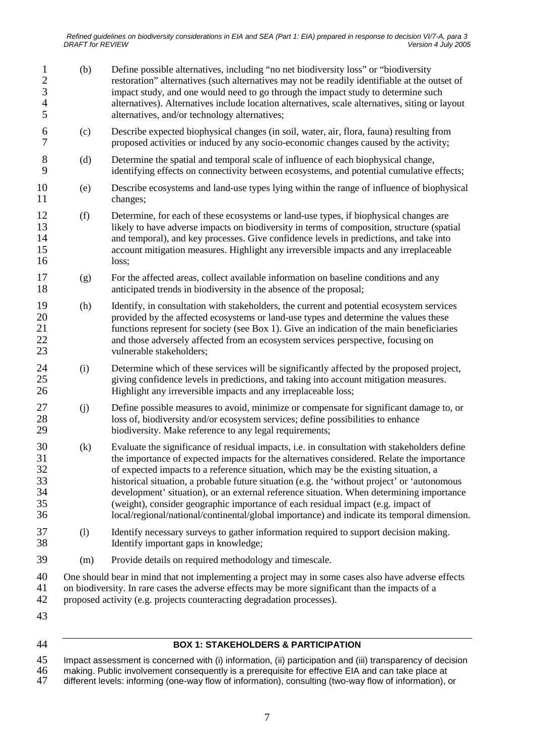(b) Define possible alternatives, including "no net biodiversity loss" or "biodiversity restoration" alternatives (such alternatives may not be readily identifiable at the outset of impact study, and one would need to go through the impact study to determine such alternatives). Alternatives include location alternatives, scale alternatives, siting or layout alternatives, and/or technology alternatives;

(c) Describe expected biophysical changes (in soil, water, air, flora, fauna) resulting from proposed activities or induced by any socio-economic changes caused by the activity;

(d) Determine the spatial and temporal scale of influence of each biophysical change, identifying effects on connectivity between ecosystems, and potential cumulative effects;

(e) Describe ecosystems and land-use types lying within the range of influence of biophysical changes;

(f) Determine, for each of these ecosystems or land-use types, if biophysical changes are likely to have adverse impacts on biodiversity in terms of composition, structure (spatial and temporal), and key processes. Give confidence levels in predictions, and take into account mitigation measures. Highlight any irreversible impacts and any irreplaceable loss;

(g) For the affected areas, collect available information on baseline conditions and any anticipated trends in biodiversity in the absence of the proposal;

(h) Identify, in consultation with stakeholders, the current and potential ecosystem services provided by the affected ecosystems or land-use types and determine the values these functions represent for society (see Box 1). Give an indication of the main beneficiaries and those adversely affected from an ecosystem services perspective, focusing on vulnerable stakeholders;

(i) Determine which of these services will be significantly affected by the proposed project, giving confidence levels in predictions, and taking into account mitigation measures. Highlight any irreversible impacts and any irreplaceable loss;

(j) Define possible measures to avoid, minimize or compensate for significant damage to, or loss of, biodiversity and/or ecosystem services; define possibilities to enhance biodiversity. Make reference to any legal requirements;

(k) Evaluate the significance of residual impacts, i.e. in consultation with stakeholders define the importance of expected impacts for the alternatives considered. Relate the importance of expected impacts to a reference situation, which may be the existing situation, a historical situation, a probable future situation (e.g. the 'without project' or 'autonomous development' situation), or an external reference situation. When determining importance (weight), consider geographic importance of each residual impact (e.g. impact of local/regional/national/continental/global importance) and indicate its temporal dimension.

(l) Identify necessary surveys to gather information required to support decision making. Identify important gaps in knowledge;

(m) Provide details on required methodology and timescale.

One should bear in mind that not implementing a project may in some cases also have adverse effects on biodiversity. In rare cases the adverse effects may be more significant than the impacts of a proposed activity (e.g. projects counteracting degradation processes).

---

**BOX 1: STAKEHOLDERS & PARTICIPATION**

Impact assessment is concerned with (i) information, (ii) participation and (iii) transparency of decision making. Public involvement consequently is a prerequisite for effective EIA and can take place at different levels: informing (one-way flow of information), consulting (two-way flow of information), or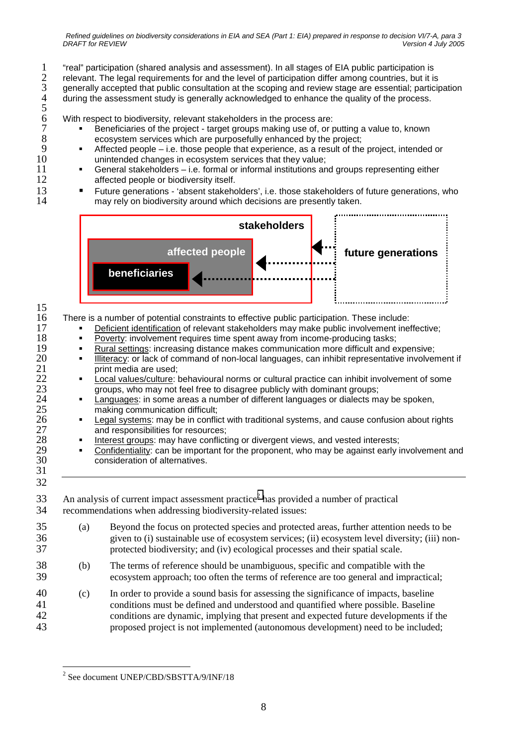"real" participation (shared analysis and assessment). In all stages of EIA public participation is relevant. The legal requirements for and the level of participation differ among countries, but it is generally accepted that public consultation at the scoping and review stage are essential; participation during the assessment study is generally acknowledged to enhance the quality of the process.

With respect to biodiversity, relevant stakeholders in the process are:

- Beneficiaries of the project - target groups making use of, or putting a value to, known ecosystem services which are purposefully enhanced by the project;
- Affected people – i.e. those people that experience, as a result of the project, intended or unintended changes in ecosystem services that they value;
- General stakeholders – i.e. formal or informal institutions and groups representing either affected people or biodiversity itself.
- Future generations - 'absent stakeholders', i.e. those stakeholders of future generations, who may rely on biodiversity around which decisions are presently taken.

stakeholders

affected people

beneficiaries

future generations

There is a number of potential constraints to effective public participation. These include:

- Deficient identification of relevant stakeholders may make public involvement ineffective;
- Poverty: involvement requires time spent away from income-producing tasks;
- Rural settings: increasing distance makes communication more difficult and expensive;
- Illiteracy: or lack of command of non-local languages, can inhibit representative involvement if print media are used;
- Local values/culture: behavioural norms or cultural practice can inhibit involvement of some groups, who may not feel free to disagree publicly with dominant groups;
- Languages: in some areas a number of different languages or dialects may be spoken, making communication difficult;
- Legal systems: may be in conflict with traditional systems, and cause confusion about rights and responsibilities for resources;
- Interest groups: may have conflicting or divergent views, and vested interests;
- Confidentiality: can be important for the proponent, who may be against early involvement and consideration of alternatives.

---

An analysis of current impact assessment practice[2] has provided a number of practical recommendations when addressing biodiversity-related issues:

(a) Beyond the focus on protected species and protected areas, further attention needs to be given to (i) sustainable use of ecosystem services; (ii) ecosystem level diversity; (iii) non-protected biodiversity; and (iv) ecological processes and their spatial scale.

(b) The terms of reference should be unambiguous, specific and compatible with the ecosystem approach; too often the terms of reference are too general and impractical;

(c) In order to provide a sound basis for assessing the significance of impacts, baseline conditions must be defined and understood and quantified where possible. Baseline conditions are dynamic, implying that present and expected future developments if the proposed project is not implemented (autonomous development) need to be included;

[2] See document UNEP/CBD/SBSTTA/9/INF/18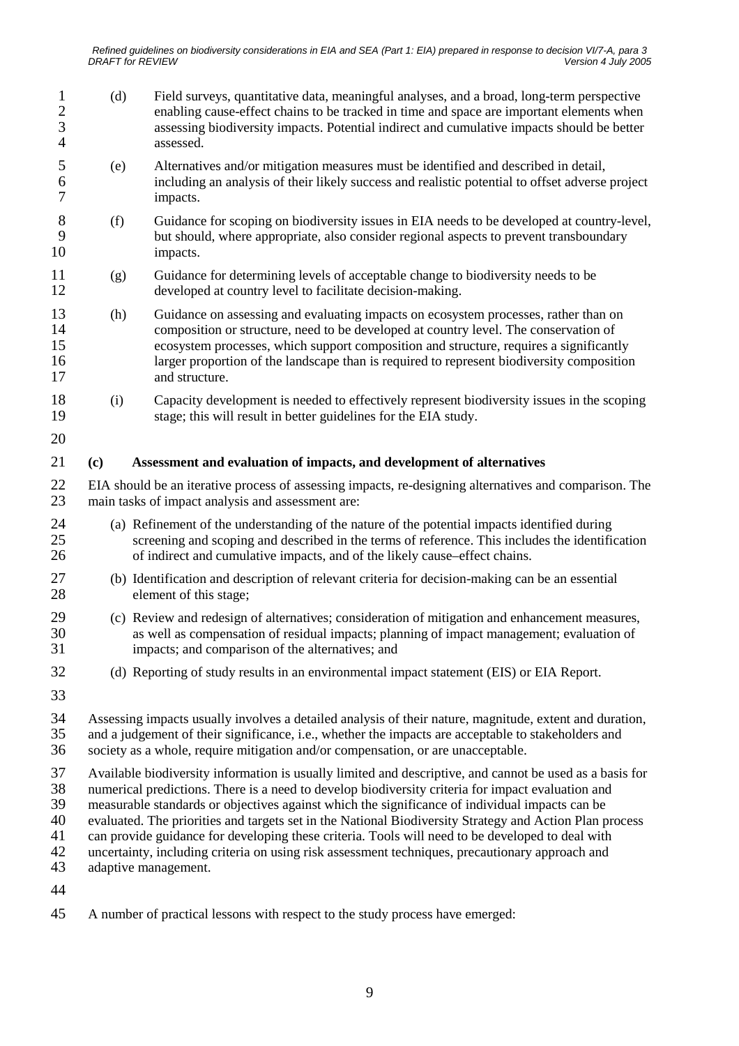(d) Field surveys, quantitative data, meaningful analyses, and a broad, long-term perspective enabling cause-effect chains to be tracked in time and space are important elements when assessing biodiversity impacts. Potential indirect and cumulative impacts should be better assessed.

(e) Alternatives and/or mitigation measures must be identified and described in detail, including an analysis of their likely success and realistic potential to offset adverse project impacts.

(f) Guidance for scoping on biodiversity issues in EIA needs to be developed at country-level, but should, where appropriate, also consider regional aspects to prevent transboundary impacts.

(g) Guidance for determining levels of acceptable change to biodiversity needs to be developed at country level to facilitate decision-making.

(h) Guidance on assessing and evaluating impacts on ecosystem processes, rather than on composition or structure, need to be developed at country level. The conservation of ecosystem processes, which support composition and structure, requires a significantly larger proportion of the landscape than is required to represent biodiversity composition and structure.

(i) Capacity development is needed to effectively represent biodiversity issues in the scoping stage; this will result in better guidelines for the EIA study.

**(c) Assessment and evaluation of impacts, and development of alternatives**

EIA should be an iterative process of assessing impacts, re-designing alternatives and comparison. The main tasks of impact analysis and assessment are:

(a) Refinement of the understanding of the nature of the potential impacts identified during screening and scoping and described in the terms of reference. This includes the identification of indirect and cumulative impacts, and of the likely cause–effect chains.

(b) Identification and description of relevant criteria for decision-making can be an essential element of this stage;

(c) Review and redesign of alternatives; consideration of mitigation and enhancement measures, as well as compensation of residual impacts; planning of impact management; evaluation of impacts; and comparison of the alternatives; and

(d) Reporting of study results in an environmental impact statement (EIS) or EIA Report.

Assessing impacts usually involves a detailed analysis of their nature, magnitude, extent and duration, and a judgement of their significance, i.e., whether the impacts are acceptable to stakeholders and society as a whole, require mitigation and/or compensation, or are unacceptable.

Available biodiversity information is usually limited and descriptive, and cannot be used as a basis for numerical predictions. There is a need to develop biodiversity criteria for impact evaluation and measurable standards or objectives against which the significance of individual impacts can be evaluated. The priorities and targets set in the National Biodiversity Strategy and Action Plan process can provide guidance for developing these criteria. Tools will need to be developed to deal with uncertainty, including criteria on using risk assessment techniques, precautionary approach and adaptive management.

A number of practical lessons with respect to the study process have emerged: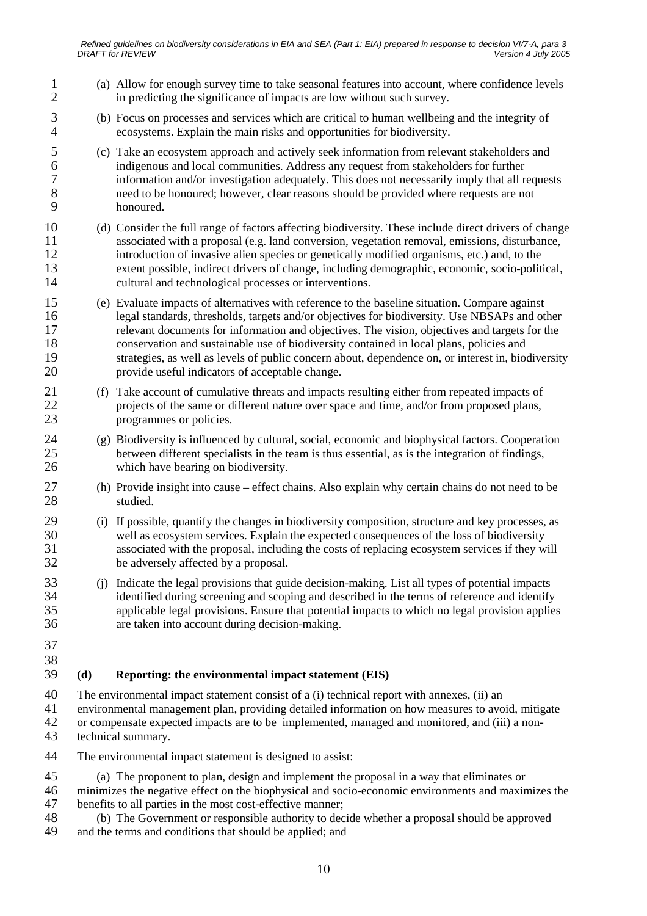(a) Allow for enough survey time to take seasonal features into account, where confidence levels in predicting the significance of impacts are low without such survey.

(b) Focus on processes and services which are critical to human wellbeing and the integrity of ecosystems. Explain the main risks and opportunities for biodiversity.

(c) Take an ecosystem approach and actively seek information from relevant stakeholders and indigenous and local communities. Address any request from stakeholders for further information and/or investigation adequately. This does not necessarily imply that all requests need to be honoured; however, clear reasons should be provided where requests are not honoured.

(d) Consider the full range of factors affecting biodiversity. These include direct drivers of change associated with a proposal (e.g. land conversion, vegetation removal, emissions, disturbance, introduction of invasive alien species or genetically modified organisms, etc.) and, to the extent possible, indirect drivers of change, including demographic, economic, socio-political, cultural and technological processes or interventions.

(e) Evaluate impacts of alternatives with reference to the baseline situation. Compare against legal standards, thresholds, targets and/or objectives for biodiversity. Use NBSAPs and other relevant documents for information and objectives. The vision, objectives and targets for the conservation and sustainable use of biodiversity contained in local plans, policies and strategies, as well as levels of public concern about, dependence on, or interest in, biodiversity provide useful indicators of acceptable change.

(f) Take account of cumulative threats and impacts resulting either from repeated impacts of projects of the same or different nature over space and time, and/or from proposed plans, programmes or policies.

(g) Biodiversity is influenced by cultural, social, economic and biophysical factors. Cooperation between different specialists in the team is thus essential, as is the integration of findings, which have bearing on biodiversity.

(h) Provide insight into cause – effect chains. Also explain why certain chains do not need to be studied.

(i) If possible, quantify the changes in biodiversity composition, structure and key processes, as well as ecosystem services. Explain the expected consequences of the loss of biodiversity associated with the proposal, including the costs of replacing ecosystem services if they will be adversely affected by a proposal.

(j) Indicate the legal provisions that guide decision-making. List all types of potential impacts identified during screening and scoping and described in the terms of reference and identify applicable legal provisions. Ensure that potential impacts to which no legal provision applies are taken into account during decision-making.

### (d) Reporting: the environmental impact statement (EIS)

The environmental impact statement consist of a (i) technical report with annexes, (ii) an environmental management plan, providing detailed information on how measures to avoid, mitigate or compensate expected impacts are to be implemented, managed and monitored, and (iii) a non-technical summary.

The environmental impact statement is designed to assist:

(a) The proponent to plan, design and implement the proposal in a way that eliminates or minimizes the negative effect on the biophysical and socio-economic environments and maximizes the benefits to all parties in the most cost-effective manner;

(b) The Government or responsible authority to decide whether a proposal should be approved and the terms and conditions that should be applied; and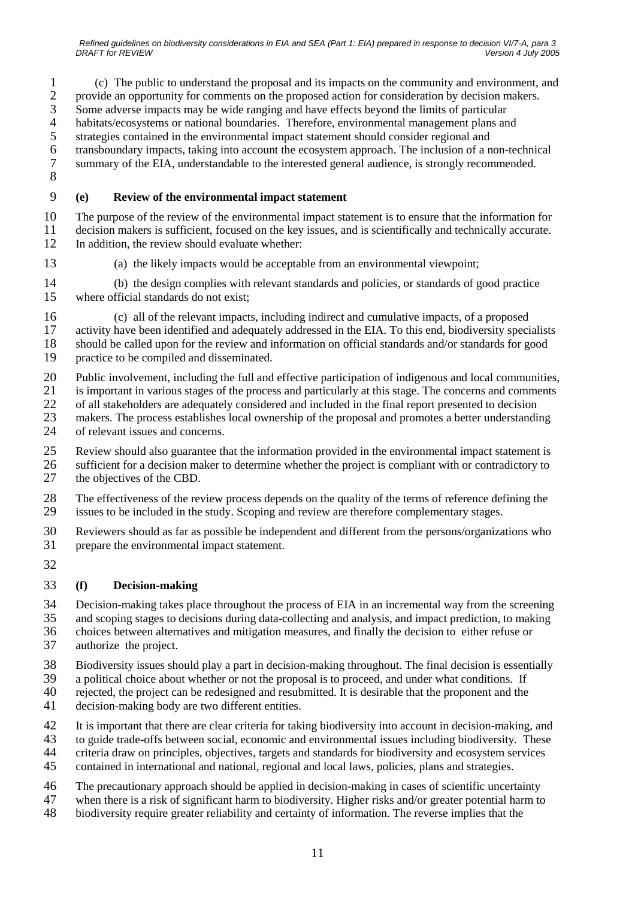(c) The public to understand the proposal and its impacts on the community and environment, and provide an opportunity for comments on the proposed action for consideration by decision makers. Some adverse impacts may be wide ranging and have effects beyond the limits of particular habitats/ecosystems or national boundaries. Therefore, environmental management plans and strategies contained in the environmental impact statement should consider regional and transboundary impacts, taking into account the ecosystem approach. The inclusion of a non-technical summary of the EIA, understandable to the interested general audience, is strongly recommended.

### (e) Review of the environmental impact statement

The purpose of the review of the environmental impact statement is to ensure that the information for decision makers is sufficient, focused on the key issues, and is scientifically and technically accurate. In addition, the review should evaluate whether:

(a) the likely impacts would be acceptable from an environmental viewpoint;

(b) the design complies with relevant standards and policies, or standards of good practice where official standards do not exist;

(c) all of the relevant impacts, including indirect and cumulative impacts, of a proposed activity have been identified and adequately addressed in the EIA. To this end, biodiversity specialists should be called upon for the review and information on official standards and/or standards for good practice to be compiled and disseminated.

Public involvement, including the full and effective participation of indigenous and local communities, is important in various stages of the process and particularly at this stage. The concerns and comments of all stakeholders are adequately considered and included in the final report presented to decision makers. The process establishes local ownership of the proposal and promotes a better understanding of relevant issues and concerns.

Review should also guarantee that the information provided in the environmental impact statement is sufficient for a decision maker to determine whether the project is compliant with or contradictory to the objectives of the CBD.

The effectiveness of the review process depends on the quality of the terms of reference defining the issues to be included in the study. Scoping and review are therefore complementary stages.

Reviewers should as far as possible be independent and different from the persons/organizations who prepare the environmental impact statement.

### (f) Decision-making

Decision-making takes place throughout the process of EIA in an incremental way from the screening and scoping stages to decisions during data-collecting and analysis, and impact prediction, to making choices between alternatives and mitigation measures, and finally the decision to either refuse or authorize the project.

Biodiversity issues should play a part in decision-making throughout. The final decision is essentially a political choice about whether or not the proposal is to proceed, and under what conditions. If rejected, the project can be redesigned and resubmitted. It is desirable that the proponent and the decision-making body are two different entities.

It is important that there are clear criteria for taking biodiversity into account in decision-making, and to guide trade-offs between social, economic and environmental issues including biodiversity. These criteria draw on principles, objectives, targets and standards for biodiversity and ecosystem services contained in international and national, regional and local laws, policies, plans and strategies.

The precautionary approach should be applied in decision-making in cases of scientific uncertainty when there is a risk of significant harm to biodiversity. Higher risks and/or greater potential harm to biodiversity require greater reliability and certainty of information. The reverse implies that the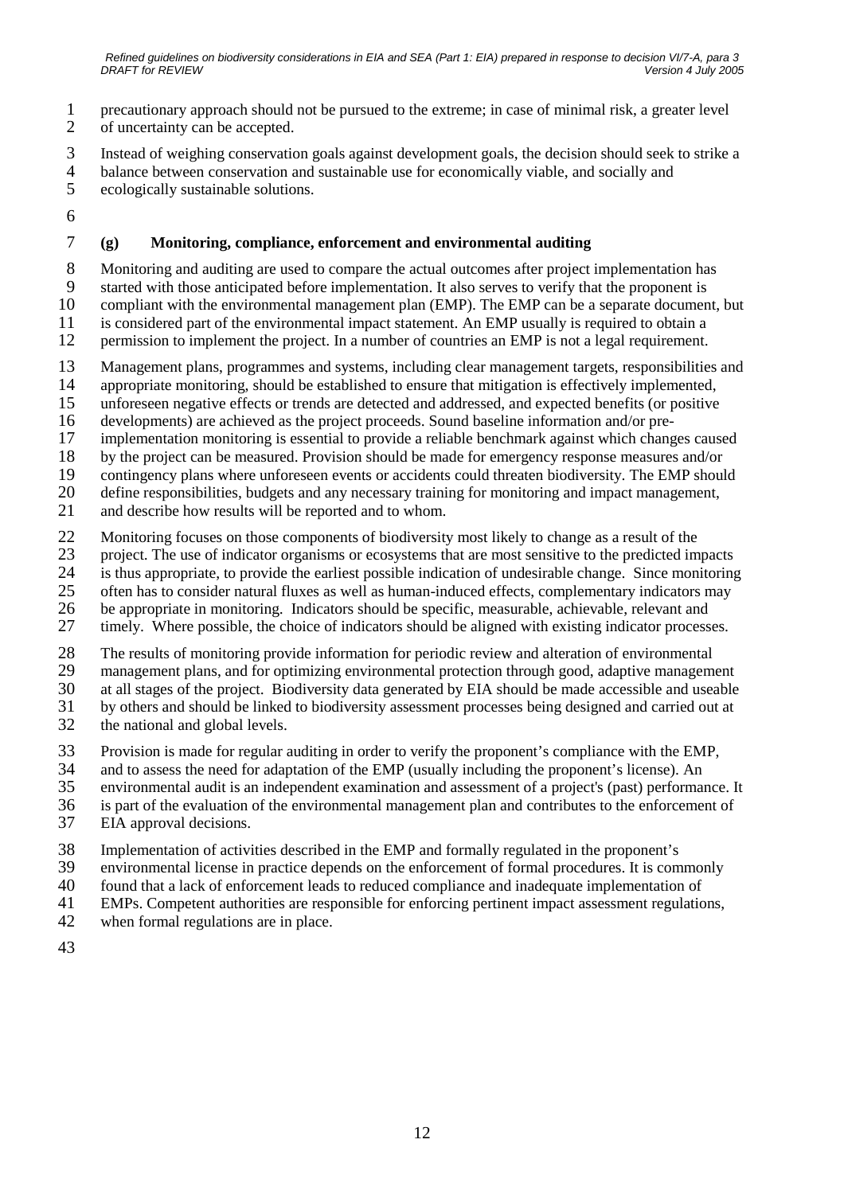precautionary approach should not be pursued to the extreme; in case of minimal risk, a greater level of uncertainty can be accepted.

Instead of weighing conservation goals against development goals, the decision should seek to strike a balance between conservation and sustainable use for economically viable, and socially and ecologically sustainable solutions.

### (g) Monitoring, compliance, enforcement and environmental auditing

Monitoring and auditing are used to compare the actual outcomes after project implementation has started with those anticipated before implementation. It also serves to verify that the proponent is compliant with the environmental management plan (EMP). The EMP can be a separate document, but is considered part of the environmental impact statement. An EMP usually is required to obtain a permission to implement the project. In a number of countries an EMP is not a legal requirement.

Management plans, programmes and systems, including clear management targets, responsibilities and appropriate monitoring, should be established to ensure that mitigation is effectively implemented, unforeseen negative effects or trends are detected and addressed, and expected benefits (or positive developments) are achieved as the project proceeds. Sound baseline information and/or pre-implementation monitoring is essential to provide a reliable benchmark against which changes caused by the project can be measured. Provision should be made for emergency response measures and/or contingency plans where unforeseen events or accidents could threaten biodiversity. The EMP should define responsibilities, budgets and any necessary training for monitoring and impact management, and describe how results will be reported and to whom.

Monitoring focuses on those components of biodiversity most likely to change as a result of the project. The use of indicator organisms or ecosystems that are most sensitive to the predicted impacts is thus appropriate, to provide the earliest possible indication of undesirable change. Since monitoring often has to consider natural fluxes as well as human-induced effects, complementary indicators may be appropriate in monitoring. Indicators should be specific, measurable, achievable, relevant and timely. Where possible, the choice of indicators should be aligned with existing indicator processes.

The results of monitoring provide information for periodic review and alteration of environmental management plans, and for optimizing environmental protection through good, adaptive management at all stages of the project. Biodiversity data generated by EIA should be made accessible and useable by others and should be linked to biodiversity assessment processes being designed and carried out at the national and global levels.

Provision is made for regular auditing in order to verify the proponent's compliance with the EMP, and to assess the need for adaptation of the EMP (usually including the proponent's license). An environmental audit is an independent examination and assessment of a project's (past) performance. It is part of the evaluation of the environmental management plan and contributes to the enforcement of EIA approval decisions.

Implementation of activities described in the EMP and formally regulated in the proponent's environmental license in practice depends on the enforcement of formal procedures. It is commonly found that a lack of enforcement leads to reduced compliance and inadequate implementation of EMPs. Competent authorities are responsible for enforcing pertinent impact assessment regulations, when formal regulations are in place.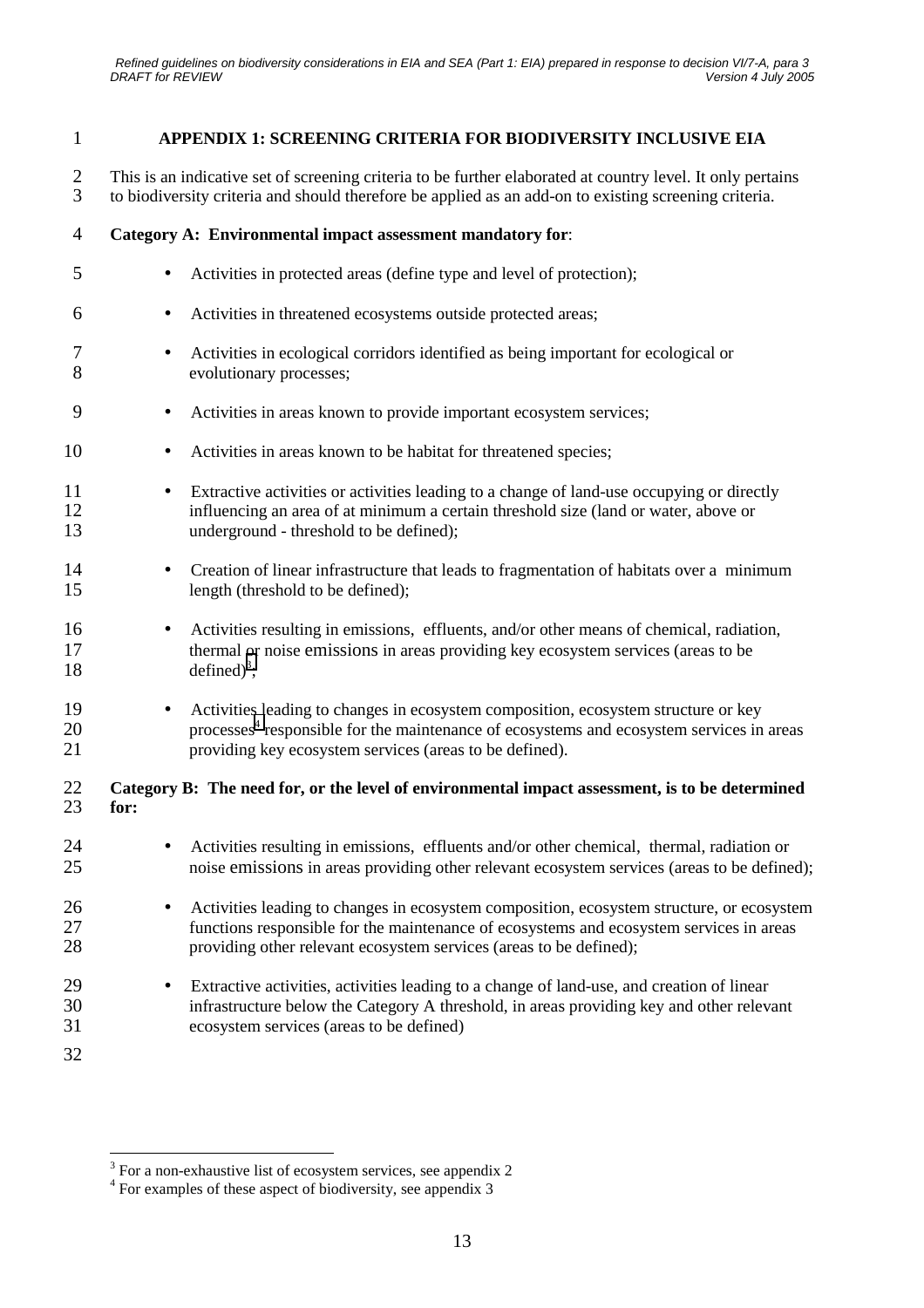## APPENDIX 1: SCREENING CRITERIA FOR BIODIVERSITY INCLUSIVE EIA

This is an indicative set of screening criteria to be further elaborated at country level. It only pertains to biodiversity criteria and should therefore be applied as an add-on to existing screening criteria.

**Category A: Environmental impact assessment mandatory for**:

- Activities in protected areas (define type and level of protection);
- Activities in threatened ecosystems outside protected areas;
- Activities in ecological corridors identified as being important for ecological or evolutionary processes;
- Activities in areas known to provide important ecosystem services;
- Activities in areas known to be habitat for threatened species;
- Extractive activities or activities leading to a change of land-use occupying or directly influencing an area of at minimum a certain threshold size (land or water, above or underground - threshold to be defined);
- Creation of linear infrastructure that leads to fragmentation of habitats over a minimum length (threshold to be defined);
- Activities resulting in emissions, effluents, and/or other means of chemical, radiation, thermal or noise emissions in areas providing key ecosystem services (areas to be defined)[3];
- Activities leading to changes in ecosystem composition, ecosystem structure or key processes[4] responsible for the maintenance of ecosystems and ecosystem services in areas providing key ecosystem services (areas to be defined).

**Category B: The need for, or the level of environmental impact assessment, is to be determined for:**

- Activities resulting in emissions, effluents and/or other chemical, thermal, radiation or noise emissions in areas providing other relevant ecosystem services (areas to be defined);
- Activities leading to changes in ecosystem composition, ecosystem structure, or ecosystem functions responsible for the maintenance of ecosystems and ecosystem services in areas providing other relevant ecosystem services (areas to be defined);
- Extractive activities, activities leading to a change of land-use, and creation of linear infrastructure below the Category A threshold, in areas providing key and other relevant ecosystem services (areas to be defined)

---

[3] For a non-exhaustive list of ecosystem services, see appendix 2

[4] For examples of these aspect of biodiversity, see appendix 3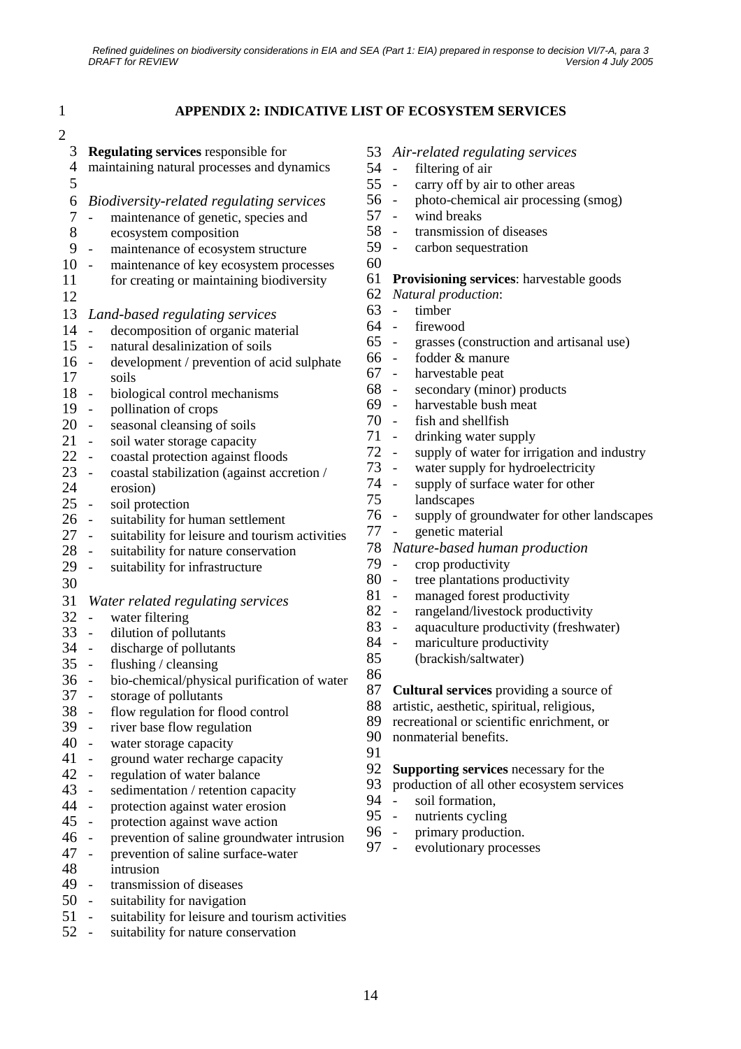## APPENDIX 2: INDICATIVE LIST OF ECOSYSTEM SERVICES

**Regulating services** responsible for maintaining natural processes and dynamics

*Biodiversity-related regulating services*
- maintenance of genetic, species and ecosystem composition
- maintenance of ecosystem structure
- maintenance of key ecosystem processes for creating or maintaining biodiversity

*Land-based regulating services*
- decomposition of organic material
- natural desalinization of soils
- development / prevention of acid sulphate soils
- biological control mechanisms
- pollination of crops
- seasonal cleansing of soils
- soil water storage capacity
- coastal protection against floods
- coastal stabilization (against accretion / erosion)
- soil protection
- suitability for human settlement
- suitability for leisure and tourism activities
- suitability for nature conservation
- suitability for infrastructure

*Water related regulating services*
- water filtering
- dilution of pollutants
- discharge of pollutants
- flushing / cleansing
- bio-chemical/physical purification of water
- storage of pollutants
- flow regulation for flood control
- river base flow regulation
- water storage capacity
- ground water recharge capacity
- regulation of water balance
- sedimentation / retention capacity
- protection against water erosion
- protection against wave action
- prevention of saline groundwater intrusion
- prevention of saline surface-water intrusion
- transmission of diseases
- suitability for navigation
- suitability for leisure and tourism activities
- suitability for nature conservation

*Air-related regulating services*
- filtering of air
- carry off by air to other areas
- photo-chemical air processing (smog)
- wind breaks
- transmission of diseases
- carbon sequestration

**Provisioning services**: harvestable goods

*Natural production*:
- timber
- firewood
- grasses (construction and artisanal use)
- fodder & manure
- harvestable peat
- secondary (minor) products
- harvestable bush meat
- fish and shellfish
- drinking water supply
- supply of water for irrigation and industry
- water supply for hydroelectricity
- supply of surface water for other landscapes
- supply of groundwater for other landscapes
- genetic material

*Nature-based human production*
- crop productivity
- tree plantations productivity
- managed forest productivity
- rangeland/livestock productivity
- aquaculture productivity (freshwater)
- mariculture productivity (brackish/saltwater)

**Cultural services** providing a source of artistic, aesthetic, spiritual, religious, recreational or scientific enrichment, or nonmaterial benefits.

**Supporting services** necessary for the production of all other ecosystem services
- soil formation,
- nutrients cycling
- primary production.
- evolutionary processes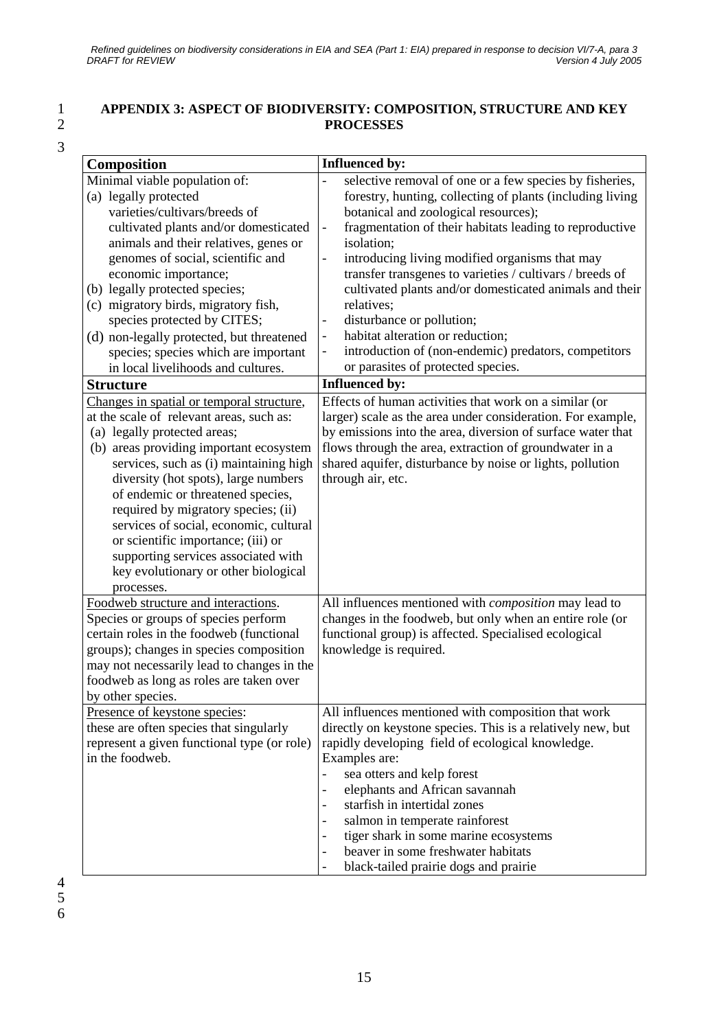## APPENDIX 3: ASPECT OF BIODIVERSITY: COMPOSITION, STRUCTURE AND KEY PROCESSES

| **Composition** | **Influenced by:** |
|---|---|
| Minimal viable population of:<br>(a) legally protected varieties/cultivars/breeds of cultivated plants and/or domesticated animals and their relatives, genes or genomes of social, scientific and economic importance;<br>(b) legally protected species;<br>(c) migratory birds, migratory fish, species protected by CITES;<br>(d) non-legally protected, but threatened species; species which are important in local livelihoods and cultures. | - selective removal of one or a few species by fisheries, forestry, hunting, collecting of plants (including living botanical and zoological resources);<br>- fragmentation of their habitats leading to reproductive isolation;<br>- introducing living modified organisms that may transfer transgenes to varieties / cultivars / breeds of cultivated plants and/or domesticated animals and their relatives;<br>- disturbance or pollution;<br>- habitat alteration or reduction;<br>- introduction of (non-endemic) predators, competitors or parasites of protected species. |
| **Structure** | **Influenced by:** |
| Changes in spatial or temporal structure, at the scale of relevant areas, such as:<br>(a) legally protected areas;<br>(b) areas providing important ecosystem services, such as (i) maintaining high diversity (hot spots), large numbers of endemic or threatened species, required by migratory species; (ii) services of social, economic, cultural or scientific importance; (iii) or supporting services associated with key evolutionary or other biological processes. | Effects of human activities that work on a similar (or larger) scale as the area under consideration. For example, by emissions into the area, diversion of surface water that flows through the area, extraction of groundwater in a shared aquifer, disturbance by noise or lights, pollution through air, etc. |
| Foodweb structure and interactions. Species or groups of species perform certain roles in the foodweb (functional groups); changes in species composition may not necessarily lead to changes in the foodweb as long as roles are taken over by other species. | All influences mentioned with *composition* may lead to changes in the foodweb, but only when an entire role (or functional group) is affected. Specialised ecological knowledge is required. |
| Presence of keystone species: these are often species that singularly represent a given functional type (or role) in the foodweb. | All influences mentioned with composition that work directly on keystone species. This is a relatively new, but rapidly developing field of ecological knowledge. Examples are:<br>- sea otters and kelp forest<br>- elephants and African savannah<br>- starfish in intertidal zones<br>- salmon in temperate rainforest<br>- tiger shark in some marine ecosystems<br>- beaver in some freshwater habitats<br>- black-tailed prairie dogs and prairie |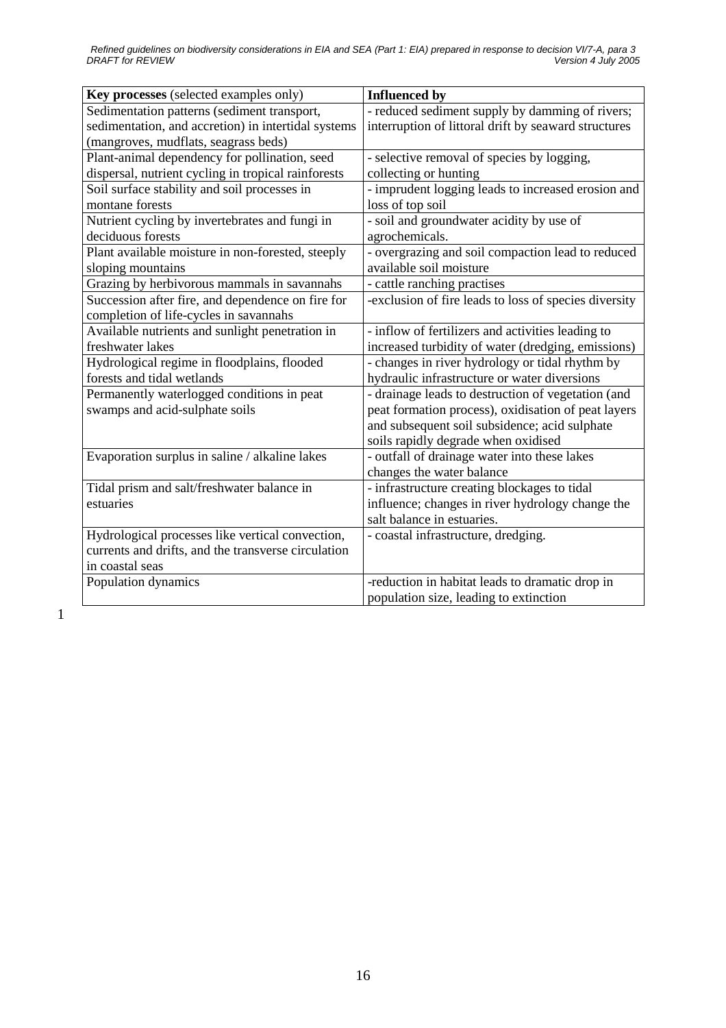| **Key processes** (selected examples only) | **Influenced by** |
|---|---|
| Sedimentation patterns (sediment transport, sedimentation, and accretion) in intertidal systems (mangroves, mudflats, seagrass beds) | - reduced sediment supply by damming of rivers; interruption of littoral drift by seaward structures |
| Plant-animal dependency for pollination, seed dispersal, nutrient cycling in tropical rainforests | - selective removal of species by logging, collecting or hunting |
| Soil surface stability and soil processes in montane forests | - imprudent logging leads to increased erosion and loss of top soil |
| Nutrient cycling by invertebrates and fungi in deciduous forests | - soil and groundwater acidity by use of agrochemicals. |
| Plant available moisture in non-forested, steeply sloping mountains | - overgrazing and soil compaction lead to reduced available soil moisture |
| Grazing by herbivorous mammals in savannahs | - cattle ranching practises |
| Succession after fire, and dependence on fire for completion of life-cycles in savannahs | -exclusion of fire leads to loss of species diversity |
| Available nutrients and sunlight penetration in freshwater lakes | - inflow of fertilizers and activities leading to increased turbidity of water (dredging, emissions) |
| Hydrological regime in floodplains, flooded forests and tidal wetlands | - changes in river hydrology or tidal rhythm by hydraulic infrastructure or water diversions |
| Permanently waterlogged conditions in peat swamps and acid-sulphate soils | - drainage leads to destruction of vegetation (and peat formation process), oxidisation of peat layers and subsequent soil subsidence; acid sulphate soils rapidly degrade when oxidised |
| Evaporation surplus in saline / alkaline lakes | - outfall of drainage water into these lakes changes the water balance |
| Tidal prism and salt/freshwater balance in estuaries | - infrastructure creating blockages to tidal influence; changes in river hydrology change the salt balance in estuaries. |
| Hydrological processes like vertical convection, currents and drifts, and the transverse circulation in coastal seas | - coastal infrastructure, dredging. |
| Population dynamics | -reduction in habitat leads to dramatic drop in population size, leading to extinction |